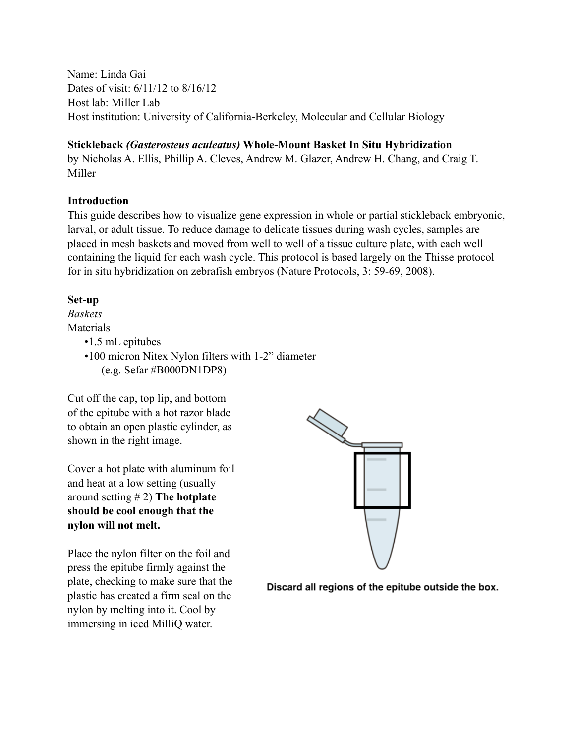Name: Linda Gai
Dates of visit: 6/11/12 to 8/16/12
Host lab: Miller Lab
Host institution: University of California-Berkeley, Molecular and Cellular Biology

**Stickleback *(Gasterosteus aculeatus)* Whole-Mount Basket In Situ Hybridization**
by Nicholas A. Ellis, Phillip A. Cleves, Andrew M. Glazer, Andrew H. Chang, and Craig T. Miller

**Introduction**

This guide describes how to visualize gene expression in whole or partial stickleback embryonic, larval, or adult tissue. To reduce damage to delicate tissues during wash cycles, samples are placed in mesh baskets and moved from well to well of a tissue culture plate, with each well containing the liquid for each wash cycle. This protocol is based largely on the Thisse protocol for in situ hybridization on zebrafish embryos (Nature Protocols, 3: 59-69, 2008).

**Set-up**

*Baskets*

Materials

- 1.5 mL epitubes
- 100 micron Nitex Nylon filters with 1-2" diameter (e.g. Sefar #B000DN1DP8)

Cut off the cap, top lip, and bottom of the epitube with a hot razor blade to obtain an open plastic cylinder, as shown in the right image.

Cover a hot plate with aluminum foil and heat at a low setting (usually around setting # 2) **The hotplate should be cool enough that the nylon will not melt.**

Place the nylon filter on the foil and press the epitube firmly against the plate, checking to make sure that the plastic has created a firm seal on the nylon by melting into it. Cool by immersing in iced MilliQ water.

**Discard all regions of the epitube outside the box.**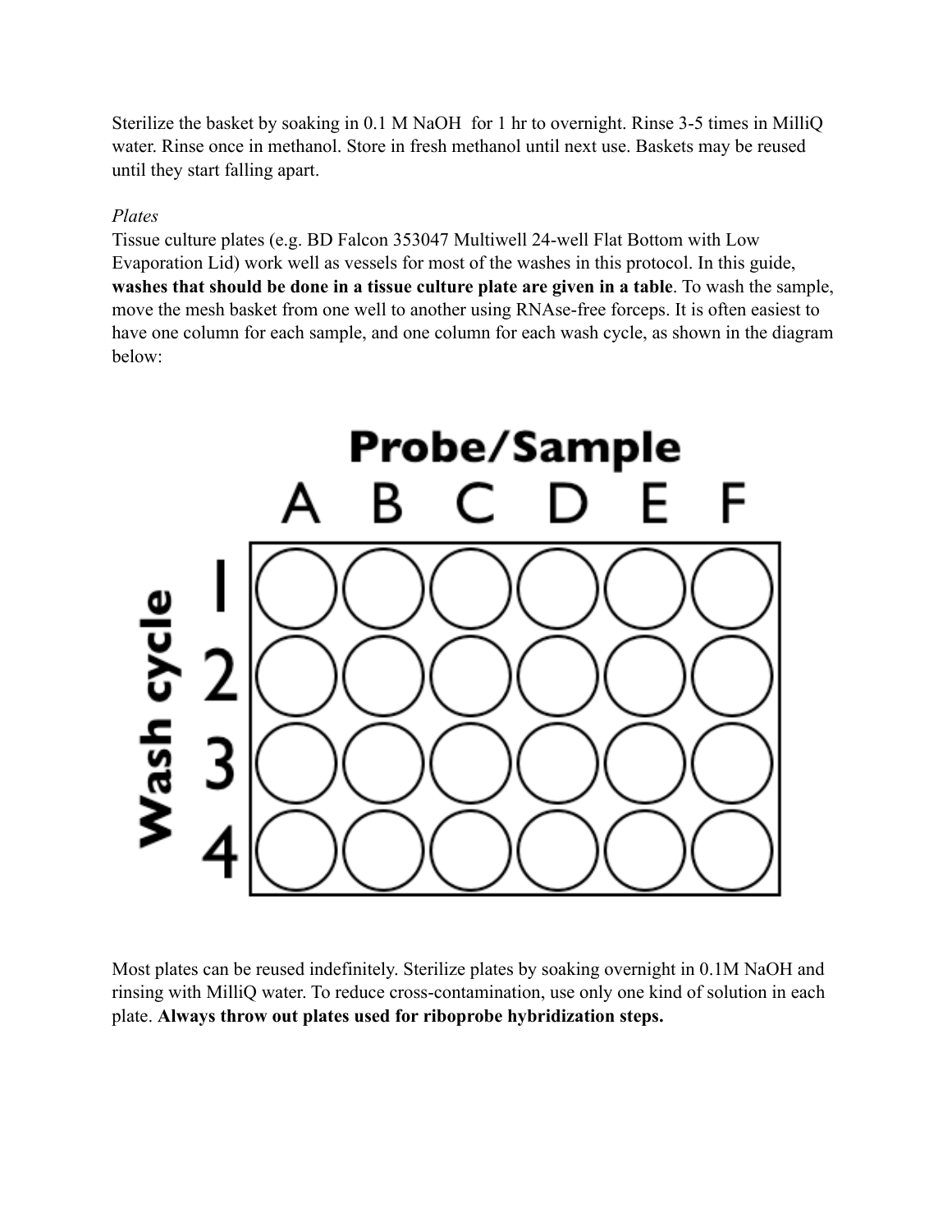Sterilize the basket by soaking in 0.1 M NaOH  for 1 hr to overnight. Rinse 3-5 times in MilliQ water. Rinse once in methanol. Store in fresh methanol until next use. Baskets may be reused until they start falling apart.

*Plates*

Tissue culture plates (e.g. BD Falcon 353047 Multiwell 24-well Flat Bottom with Low Evaporation Lid) work well as vessels for most of the washes in this protocol. In this guide, **washes that should be done in a tissue culture plate are given in a table**. To wash the sample, move the mesh basket from one well to another using RNAse-free forceps. It is often easiest to have one column for each sample, and one column for each wash cycle, as shown in the diagram below:

Most plates can be reused indefinitely. Sterilize plates by soaking overnight in 0.1M NaOH and rinsing with MilliQ water. To reduce cross-contamination, use only one kind of solution in each plate. **Always throw out plates used for riboprobe hybridization steps.**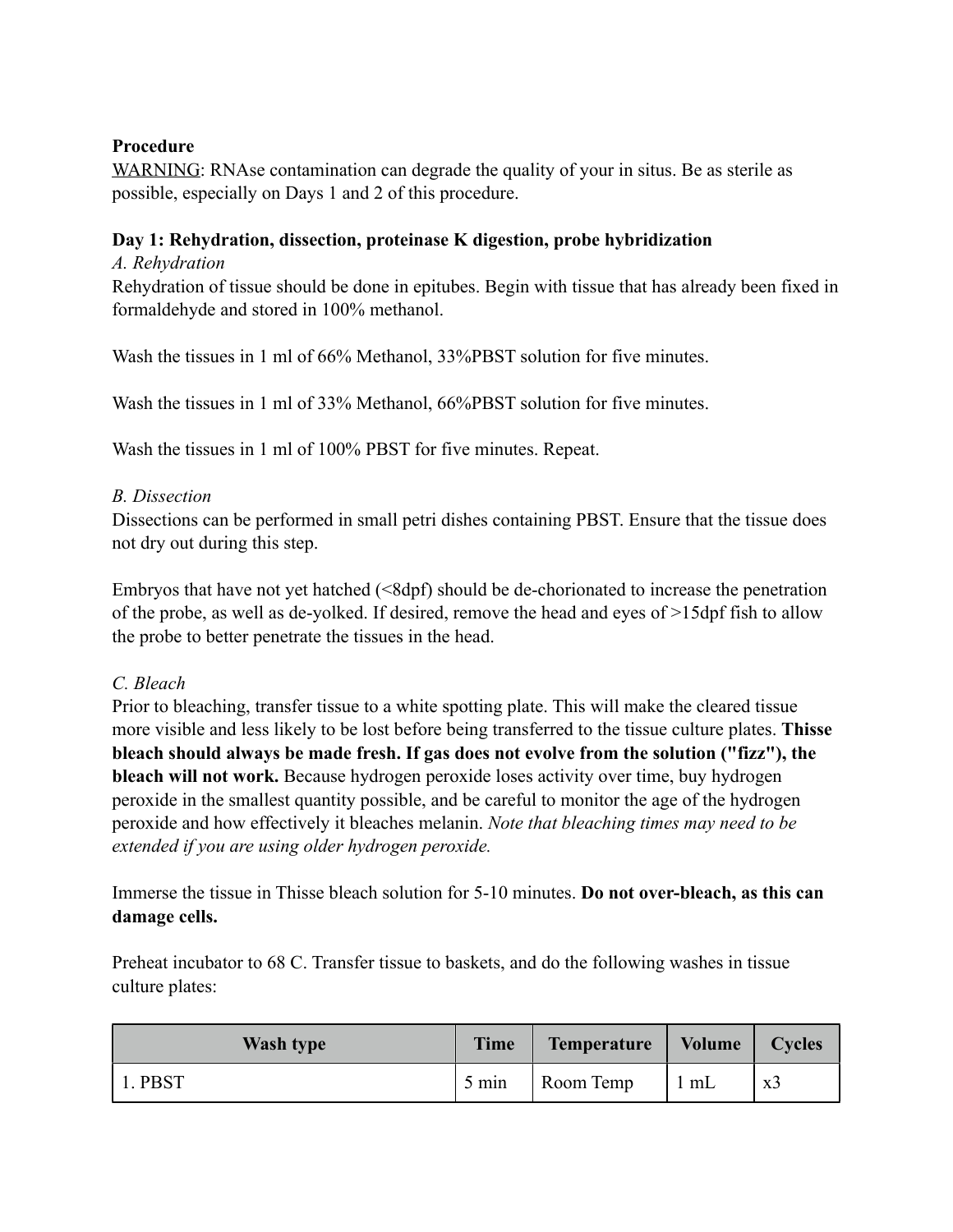**Procedure**

<u>WARNING</u>: RNAse contamination can degrade the quality of your in situs. Be as sterile as possible, especially on Days 1 and 2 of this procedure.

**Day 1: Rehydration, dissection, proteinase K digestion, probe hybridization**

*A. Rehydration*

Rehydration of tissue should be done in epitubes. Begin with tissue that has already been fixed in formaldehyde and stored in 100% methanol.

Wash the tissues in 1 ml of 66% Methanol, 33%PBST solution for five minutes.

Wash the tissues in 1 ml of 33% Methanol, 66%PBST solution for five minutes.

Wash the tissues in 1 ml of 100% PBST for five minutes. Repeat.

*B. Dissection*

Dissections can be performed in small petri dishes containing PBST. Ensure that the tissue does not dry out during this step.

Embryos that have not yet hatched (<8dpf) should be de-chorionated to increase the penetration of the probe, as well as de-yolked. If desired, remove the head and eyes of >15dpf fish to allow the probe to better penetrate the tissues in the head.

*C. Bleach*

Prior to bleaching, transfer tissue to a white spotting plate. This will make the cleared tissue more visible and less likely to be lost before being transferred to the tissue culture plates. **Thisse bleach should always be made fresh. If gas does not evolve from the solution ("fizz"), the bleach will not work.** Because hydrogen peroxide loses activity over time, buy hydrogen peroxide in the smallest quantity possible, and be careful to monitor the age of the hydrogen peroxide and how effectively it bleaches melanin. *Note that bleaching times may need to be extended if you are using older hydrogen peroxide.*

Immerse the tissue in Thisse bleach solution for 5-10 minutes. **Do not over-bleach, as this can damage cells.**

Preheat incubator to 68 C. Transfer tissue to baskets, and do the following washes in tissue culture plates:

| Wash type | Time | Temperature | Volume | Cycles |
|---|---|---|---|---|
| 1. PBST | 5 min | Room Temp | 1 mL | x3 |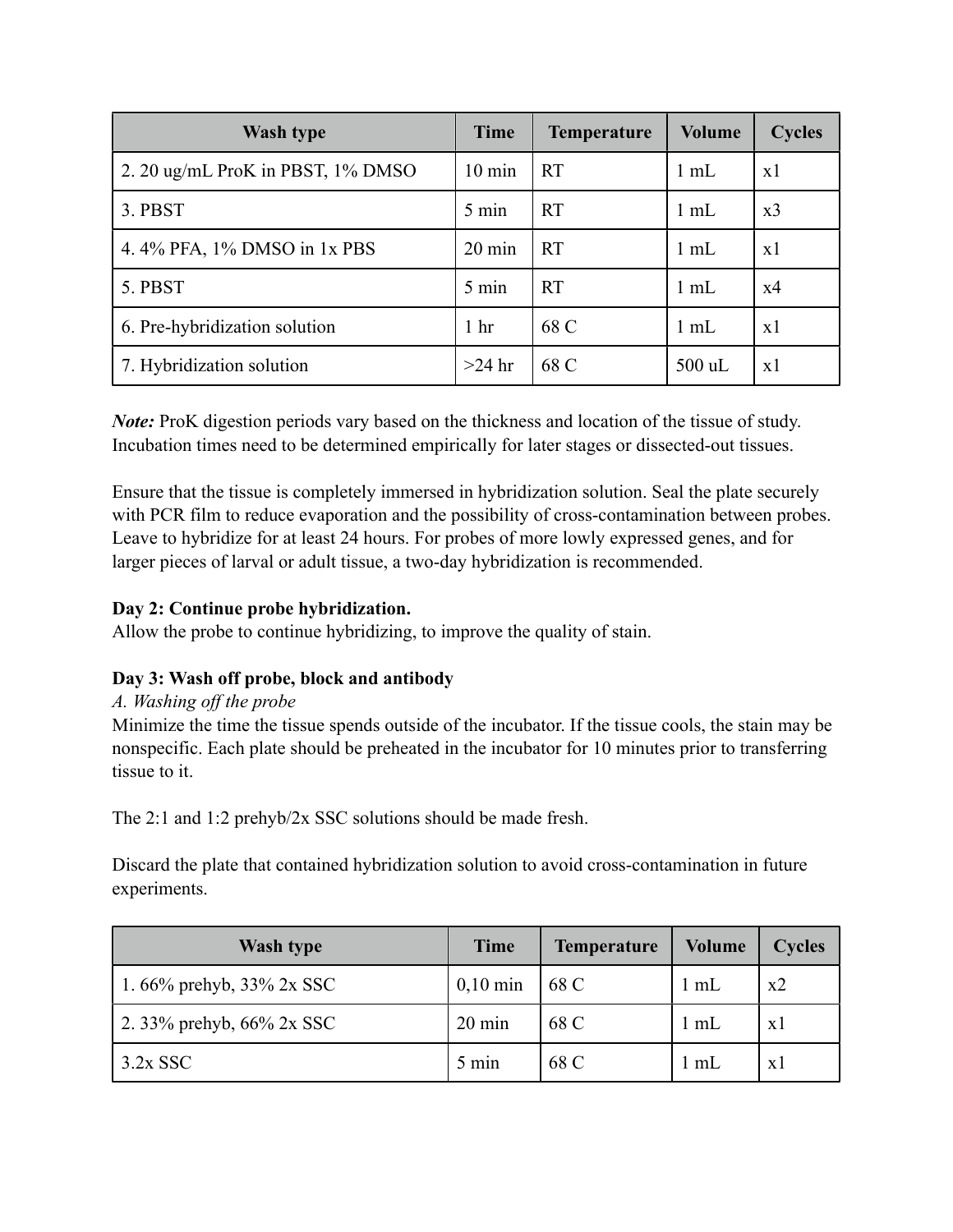| Wash type | Time | Temperature | Volume | Cycles |
| --- | --- | --- | --- | --- |
| 2. 20 ug/mL ProK in PBST, 1% DMSO | 10 min | RT | 1 mL | x1 |
| 3. PBST | 5 min | RT | 1 mL | x3 |
| 4. 4% PFA, 1% DMSO in 1x PBS | 20 min | RT | 1 mL | x1 |
| 5. PBST | 5 min | RT | 1 mL | x4 |
| 6. Pre-hybridization solution | 1 hr | 68 C | 1 mL | x1 |
| 7. Hybridization solution | >24 hr | 68 C | 500 uL | x1 |

***Note:*** ProK digestion periods vary based on the thickness and location of the tissue of study. Incubation times need to be determined empirically for later stages or dissected-out tissues.

Ensure that the tissue is completely immersed in hybridization solution. Seal the plate securely with PCR film to reduce evaporation and the possibility of cross-contamination between probes. Leave to hybridize for at least 24 hours. For probes of more lowly expressed genes, and for larger pieces of larval or adult tissue, a two-day hybridization is recommended.

**Day 2: Continue probe hybridization.**

Allow the probe to continue hybridizing, to improve the quality of stain.

**Day 3: Wash off probe, block and antibody**

*A. Washing off the probe*

Minimize the time the tissue spends outside of the incubator. If the tissue cools, the stain may be nonspecific. Each plate should be preheated in the incubator for 10 minutes prior to transferring tissue to it.

The 2:1 and 1:2 prehyb/2x SSC solutions should be made fresh.

Discard the plate that contained hybridization solution to avoid cross-contamination in future experiments.

| Wash type | Time | Temperature | Volume | Cycles |
| --- | --- | --- | --- | --- |
| 1. 66% prehyb, 33% 2x SSC | 0,10 min | 68 C | 1 mL | x2 |
| 2. 33% prehyb, 66% 2x SSC | 20 min | 68 C | 1 mL | x1 |
| 3.2x SSC | 5 min | 68 C | 1 mL | x1 |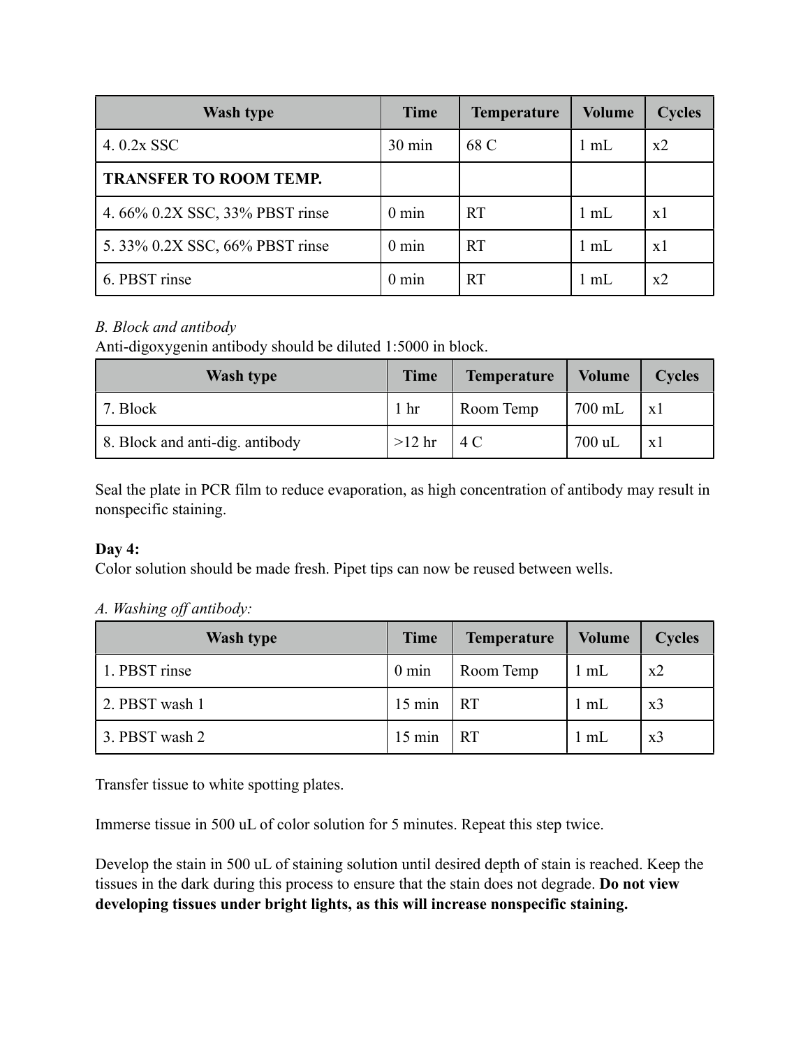| Wash type | Time | Temperature | Volume | Cycles |
|---|---|---|---|---|
| 4. 0.2x SSC | 30 min | 68 C | 1 mL | x2 |
| **TRANSFER TO ROOM TEMP.** | | | | |
| 4. 66% 0.2X SSC, 33% PBST rinse | 0 min | RT | 1 mL | x1 |
| 5. 33% 0.2X SSC, 66% PBST rinse | 0 min | RT | 1 mL | x1 |
| 6. PBST rinse | 0 min | RT | 1 mL | x2 |

*B. Block and antibody*

Anti-digoxygenin antibody should be diluted 1:5000 in block.

| Wash type | Time | Temperature | Volume | Cycles |
|---|---|---|---|---|
| 7. Block | 1 hr | Room Temp | 700 mL | x1 |
| 8. Block and anti-dig. antibody | >12 hr | 4 C | 700 uL | x1 |

Seal the plate in PCR film to reduce evaporation, as high concentration of antibody may result in nonspecific staining.

**Day 4:**

Color solution should be made fresh. Pipet tips can now be reused between wells.

*A. Washing off antibody:*

| Wash type | Time | Temperature | Volume | Cycles |
|---|---|---|---|---|
| 1. PBST rinse | 0 min | Room Temp | 1 mL | x2 |
| 2. PBST wash 1 | 15 min | RT | 1 mL | x3 |
| 3. PBST wash 2 | 15 min | RT | 1 mL | x3 |

Transfer tissue to white spotting plates.

Immerse tissue in 500 uL of color solution for 5 minutes. Repeat this step twice.

Develop the stain in 500 uL of staining solution until desired depth of stain is reached. Keep the tissues in the dark during this process to ensure that the stain does not degrade. **Do not view developing tissues under bright lights, as this will increase nonspecific staining.**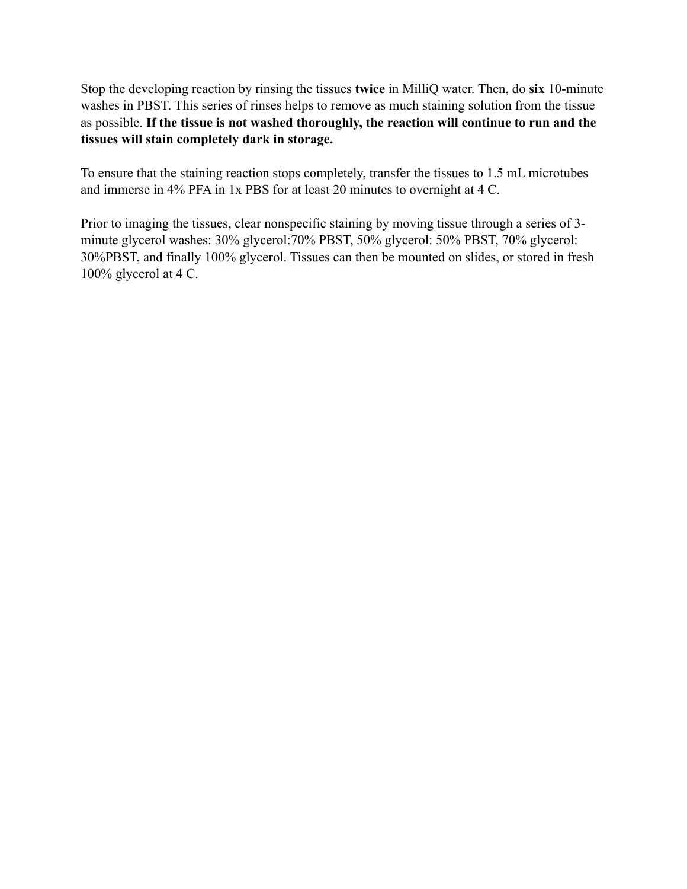Stop the developing reaction by rinsing the tissues **twice** in MilliQ water. Then, do **six** 10-minute washes in PBST. This series of rinses helps to remove as much staining solution from the tissue as possible. **If the tissue is not washed thoroughly, the reaction will continue to run and the tissues will stain completely dark in storage.**

To ensure that the staining reaction stops completely, transfer the tissues to 1.5 mL microtubes and immerse in 4% PFA in 1x PBS for at least 20 minutes to overnight at 4 C.

Prior to imaging the tissues, clear nonspecific staining by moving tissue through a series of 3-minute glycerol washes: 30% glycerol:70% PBST, 50% glycerol: 50% PBST, 70% glycerol: 30%PBST, and finally 100% glycerol. Tissues can then be mounted on slides, or stored in fresh 100% glycerol at 4 C.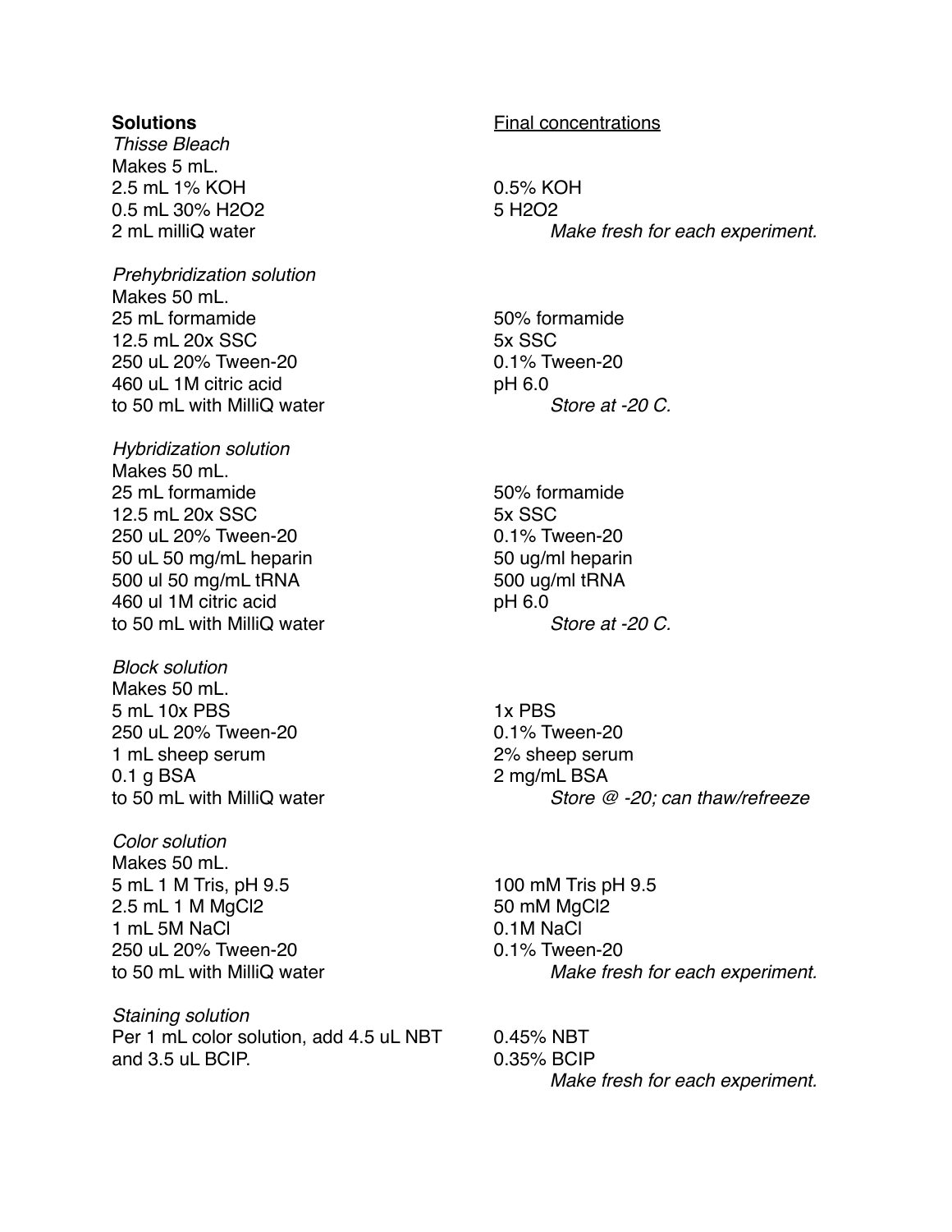**Solutions** — Final concentrations

*Thisse Bleach*

| | |
|---|---|
| Makes 5 mL. | |
| 2.5 mL 1% KOH | 0.5% KOH |
| 0.5 mL 30% $H_2O_2$ | 5 $H_2O_2$ |
| 2 mL milliQ water | *Make fresh for each experiment.* |

*Prehybridization solution*

| | |
|---|---|
| Makes 50 mL. | |
| 25 mL formamide | 50% formamide |
| 12.5 mL 20x SSC | 5x SSC |
| 250 uL 20% Tween-20 | 0.1% Tween-20 |
| 460 uL 1M citric acid | pH 6.0 |
| to 50 mL with MilliQ water | *Store at -20 C.* |

*Hybridization solution*

| | |
|---|---|
| Makes 50 mL. | |
| 25 mL formamide | 50% formamide |
| 12.5 mL 20x SSC | 5x SSC |
| 250 uL 20% Tween-20 | 0.1% Tween-20 |
| 50 uL 50 mg/mL heparin | 50 ug/ml heparin |
| 500 ul 50 mg/mL tRNA | 500 ug/ml tRNA |
| 460 ul 1M citric acid | pH 6.0 |
| to 50 mL with MilliQ water | *Store at -20 C.* |

*Block solution*

| | |
|---|---|
| Makes 50 mL. | |
| 5 mL 10x PBS | 1x PBS |
| 250 uL 20% Tween-20 | 0.1% Tween-20 |
| 1 mL sheep serum | 2% sheep serum |
| 0.1 g BSA | 2 mg/mL BSA |
| to 50 mL with MilliQ water | *Store @ -20; can thaw/refreeze* |

*Color solution*

| | |
|---|---|
| Makes 50 mL. | |
| 5 mL 1 M Tris, pH 9.5 | 100 mM Tris pH 9.5 |
| 2.5 mL 1 M $MgCl_2$ | 50 mM $MgCl_2$ |
| 1 mL 5M NaCl | 0.1M NaCl |
| 250 uL 20% Tween-20 | 0.1% Tween-20 |
| to 50 mL with MilliQ water | *Make fresh for each experiment.* |

*Staining solution*

| | |
|---|---|
| Per 1 mL color solution, add 4.5 uL NBT | 0.45% NBT |
| and 3.5 uL BCIP. | 0.35% BCIP |
| | *Make fresh for each experiment.* |